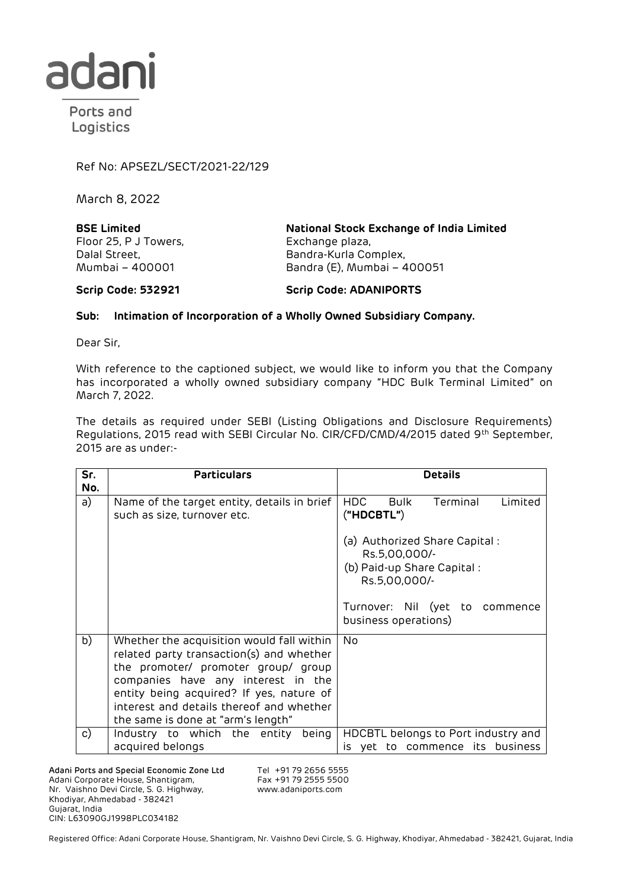adani

Ports and
Logistics

Ref No: APSEZL/SECT/2021-22/129

March 8, 2022

**BSE Limited**
Floor 25, P J Towers,
Dalal Street,
Mumbai – 400001

**Scrip Code: 532921**

**National Stock Exchange of India Limited**
Exchange plaza,
Bandra-Kurla Complex,
Bandra (E), Mumbai – 400051

**Scrip Code: ADANIPORTS**

**Sub: Intimation of Incorporation of a Wholly Owned Subsidiary Company.**

Dear Sir,

With reference to the captioned subject, we would like to inform you that the Company has incorporated a wholly owned subsidiary company "HDC Bulk Terminal Limited" on March 7, 2022.

The details as required under SEBI (Listing Obligations and Disclosure Requirements) Regulations, 2015 read with SEBI Circular No. CIR/CFD/CMD/4/2015 dated 9th September, 2015 are as under:-

| Sr. No. | Particulars | Details |
|---|---|---|
| a) | Name of the target entity, details in brief such as size, turnover etc. | HDC Bulk Terminal Limited (**"HDCBTL"**)<br><br>(a) Authorized Share Capital : Rs.5,00,000/-<br>(b) Paid-up Share Capital : Rs.5,00,000/-<br><br>Turnover: Nil (yet to commence business operations) |
| b) | Whether the acquisition would fall within related party transaction(s) and whether the promoter/ promoter group/ group companies have any interest in the entity being acquired? If yes, nature of interest and details thereof and whether the same is done at "arm's length" | No |
| c) | Industry to which the entity being acquired belongs | HDCBTL belongs to Port industry and is yet to commence its business |

**Adani Ports and Special Economic Zone Ltd**
Adani Corporate House, Shantigram,
Nr. Vaishno Devi Circle, S. G. Highway,
Khodiyar, Ahmedabad - 382421
Gujarat, India
CIN: L63090GJ1998PLC034182

Tel +91 79 2656 5555
Fax +91 79 2555 5500
www.adaniports.com

Registered Office: Adani Corporate House, Shantigram, Nr. Vaishno Devi Circle, S. G. Highway, Khodiyar, Ahmedabad - 382421, Gujarat, India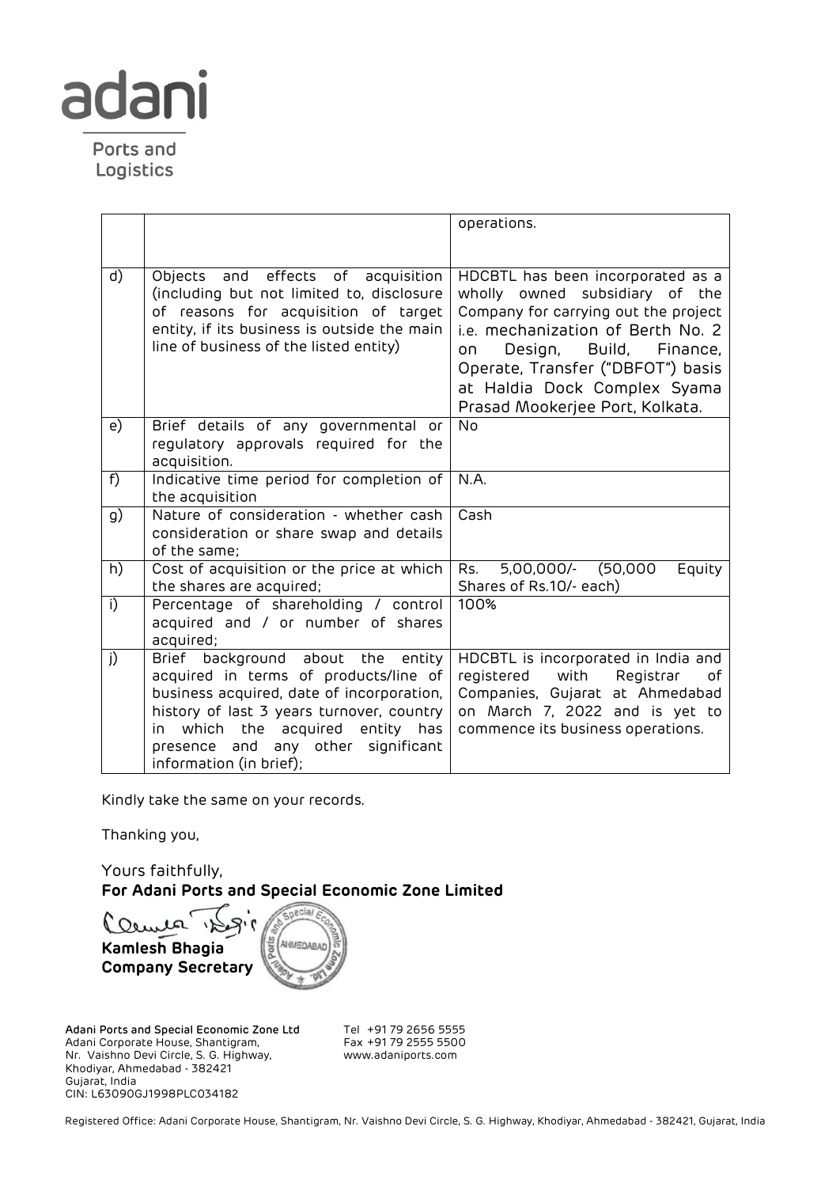| | | |
|---|---|---|
| | | operations. |
| d) | Objects and effects of acquisition (including but not limited to, disclosure of reasons for acquisition of target entity, if its business is outside the main line of business of the listed entity) | HDCBTL has been incorporated as a wholly owned subsidiary of the Company for carrying out the project i.e. mechanization of Berth No. 2 on Design, Build, Finance, Operate, Transfer ("DBFOT") basis at Haldia Dock Complex Syama Prasad Mookerjee Port, Kolkata. |
| e) | Brief details of any governmental or regulatory approvals required for the acquisition. | No |
| f) | Indicative time period for completion of the acquisition | N.A. |
| g) | Nature of consideration - whether cash consideration or share swap and details of the same; | Cash |
| h) | Cost of acquisition or the price at which the shares are acquired; | Rs. 5,00,000/- (50,000 Equity Shares of Rs.10/- each) |
| i) | Percentage of shareholding / control acquired and / or number of shares acquired; | 100% |
| j) | Brief background about the entity acquired in terms of products/line of business acquired, date of incorporation, history of last 3 years turnover, country in which the acquired entity has presence and any other significant information (in brief); | HDCBTL is incorporated in India and registered with Registrar of Companies, Gujarat at Ahmedabad on March 7, 2022 and is yet to commence its business operations. |

Kindly take the same on your records.

Thanking you,

Yours faithfully,
**For Adani Ports and Special Economic Zone Limited**

**Kamlesh Bhagia**
**Company Secretary**

**Adani Ports and Special Economic Zone Ltd**
Adani Corporate House, Shantigram,
Nr. Vaishno Devi Circle, S. G. Highway,
Khodiyar, Ahmedabad - 382421
Gujarat, India
CIN: L63090GJ1998PLC034182

Tel +91 79 2656 5555
Fax +91 79 2555 5500
www.adaniports.com

Registered Office: Adani Corporate House, Shantigram, Nr. Vaishno Devi Circle, S. G. Highway, Khodiyar, Ahmedabad - 382421, Gujarat, India